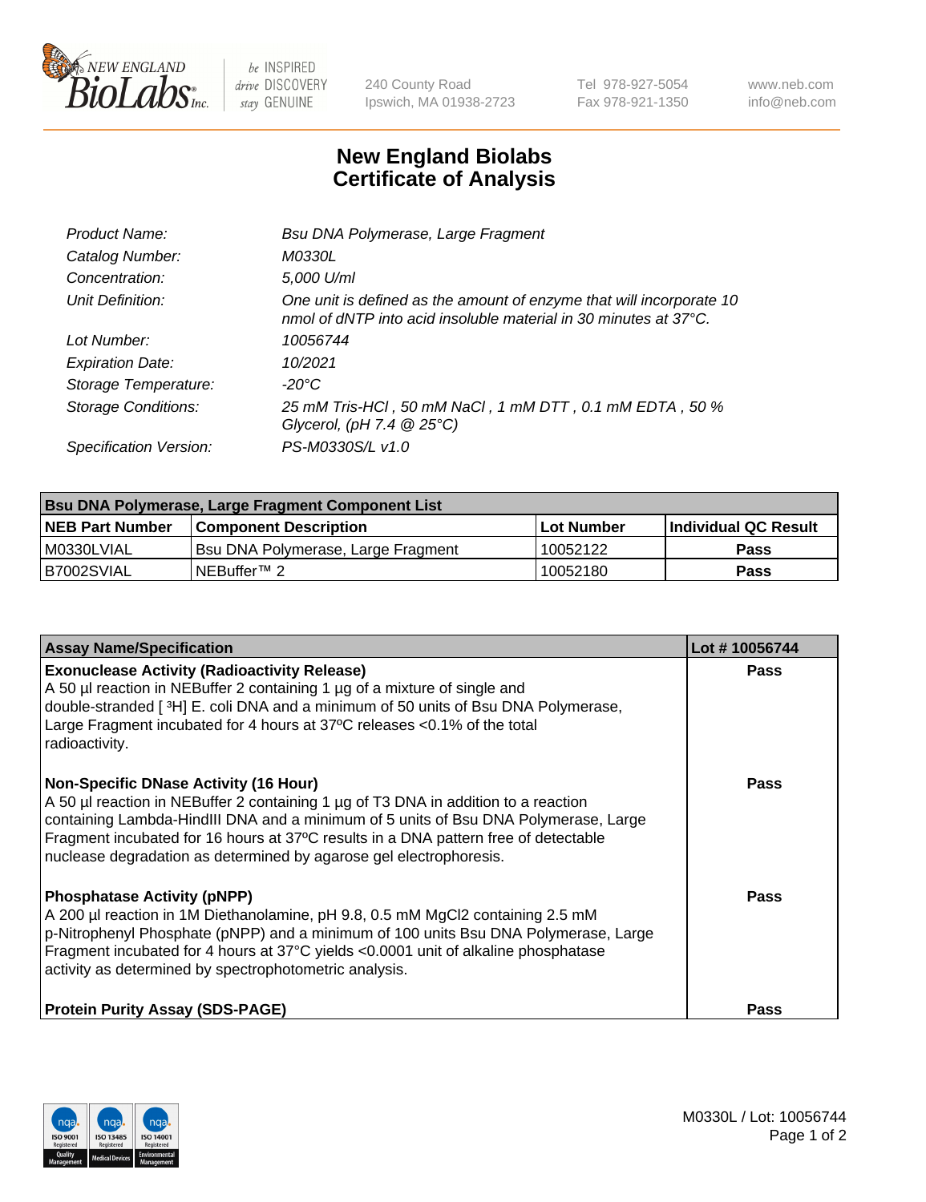# New England Biolabs Certificate of Analysis

| | |
|---|---|
| *Product Name:* | *Bsu DNA Polymerase, Large Fragment* |
| *Catalog Number:* | *M0330L* |
| *Concentration:* | *5,000 U/ml* |
| *Unit Definition:* | *One unit is defined as the amount of enzyme that will incorporate 10 nmol of dNTP into acid insoluble material in 30 minutes at 37°C.* |
| *Lot Number:* | *10056744* |
| *Expiration Date:* | *10/2021* |
| *Storage Temperature:* | *-20°C* |
| *Storage Conditions:* | *25 mM Tris-HCl , 50 mM NaCl , 1 mM DTT , 0.1 mM EDTA , 50 % Glycerol, (pH 7.4 @ 25°C)* |
| *Specification Version:* | *PS-M0330S/L v1.0* |

| Bsu DNA Polymerase, Large Fragment Component List | | | |
|---|---|---|---|
| **NEB Part Number** | **Component Description** | **Lot Number** | **Individual QC Result** |
| M0330LVIAL | Bsu DNA Polymerase, Large Fragment | 10052122 | **Pass** |
| B7002SVIAL | NEBuffer™ 2 | 10052180 | **Pass** |

| Assay Name/Specification | Lot # 10056744 |
|---|---|
| **Exonuclease Activity (Radioactivity Release)**<br>A 50 µl reaction in NEBuffer 2 containing 1 µg of a mixture of single and double-stranded [ $^{3}$H] E. coli DNA and a minimum of 50 units of Bsu DNA Polymerase, Large Fragment incubated for 4 hours at 37ºC releases <0.1% of the total radioactivity. | **Pass** |
| **Non-Specific DNase Activity (16 Hour)**<br>A 50 µl reaction in NEBuffer 2 containing 1 µg of T3 DNA in addition to a reaction containing Lambda-HindIII DNA and a minimum of 5 units of Bsu DNA Polymerase, Large Fragment incubated for 16 hours at 37ºC results in a DNA pattern free of detectable nuclease degradation as determined by agarose gel electrophoresis. | **Pass** |
| **Phosphatase Activity (pNPP)**<br>A 200 µl reaction in 1M Diethanolamine, pH 9.8, 0.5 mM $MgCl_2$ containing 2.5 mM p-Nitrophenyl Phosphate (pNPP) and a minimum of 100 units Bsu DNA Polymerase, Large Fragment incubated for 4 hours at 37°C yields <0.0001 unit of alkaline phosphatase activity as determined by spectrophotometric analysis. | **Pass** |
| **Protein Purity Assay (SDS-PAGE)** | **Pass** |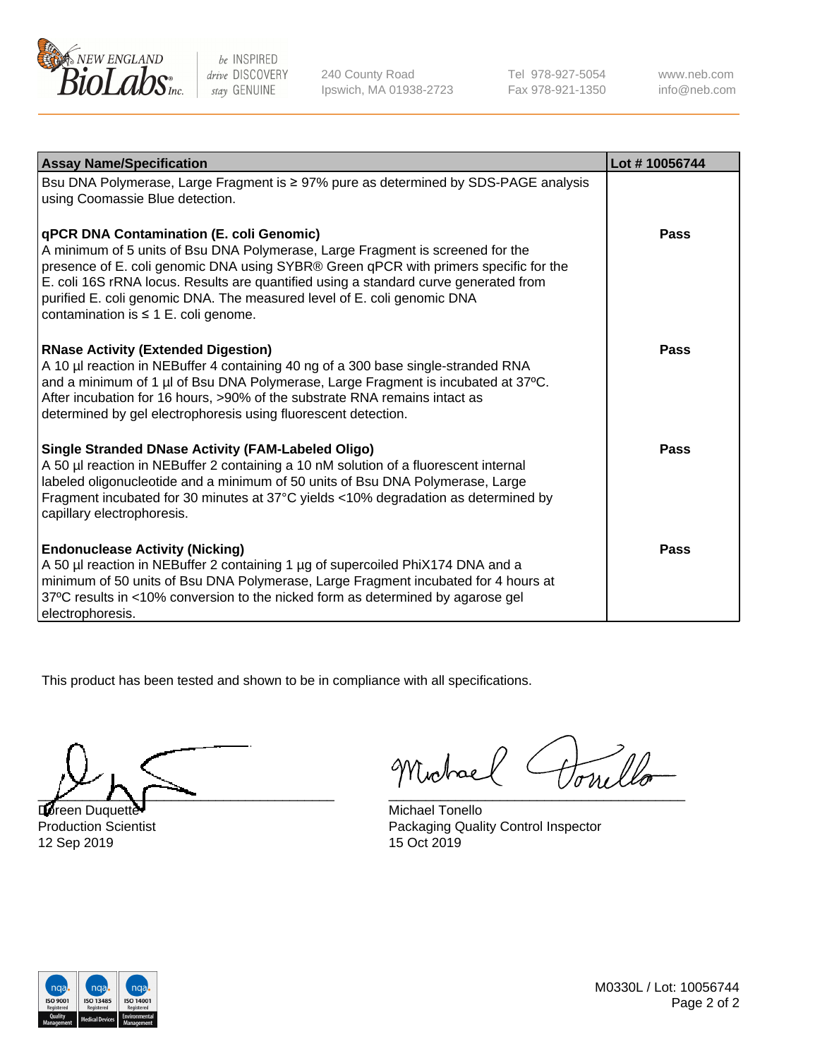| Assay Name/Specification | Lot # 10056744 |
| --- | --- |
| Bsu DNA Polymerase, Large Fragment is ≥ 97% pure as determined by SDS-PAGE analysis using Coomassie Blue detection. | |
| **qPCR DNA Contamination (E. coli Genomic)**<br>A minimum of 5 units of Bsu DNA Polymerase, Large Fragment is screened for the presence of E. coli genomic DNA using SYBR® Green qPCR with primers specific for the E. coli 16S rRNA locus. Results are quantified using a standard curve generated from purified E. coli genomic DNA. The measured level of E. coli genomic DNA contamination is ≤ 1 E. coli genome. | Pass |
| **RNase Activity (Extended Digestion)**<br>A 10 µl reaction in NEBuffer 4 containing 40 ng of a 300 base single-stranded RNA and a minimum of 1 µl of Bsu DNA Polymerase, Large Fragment is incubated at 37ºC. After incubation for 16 hours, >90% of the substrate RNA remains intact as determined by gel electrophoresis using fluorescent detection. | Pass |
| **Single Stranded DNase Activity (FAM-Labeled Oligo)**<br>A 50 µl reaction in NEBuffer 2 containing a 10 nM solution of a fluorescent internal labeled oligonucleotide and a minimum of 50 units of Bsu DNA Polymerase, Large Fragment incubated for 30 minutes at 37°C yields <10% degradation as determined by capillary electrophoresis. | Pass |
| **Endonuclease Activity (Nicking)**<br>A 50 µl reaction in NEBuffer 2 containing 1 µg of supercoiled PhiX174 DNA and a minimum of 50 units of Bsu DNA Polymerase, Large Fragment incubated for 4 hours at 37ºC results in <10% conversion to the nicked form as determined by agarose gel electrophoresis. | Pass |

This product has been tested and shown to be in compliance with all specifications.

Doreen Duquette
Production Scientist
12 Sep 2019

Michael Tonello
Packaging Quality Control Inspector
15 Oct 2019

M0330L / Lot: 10056744